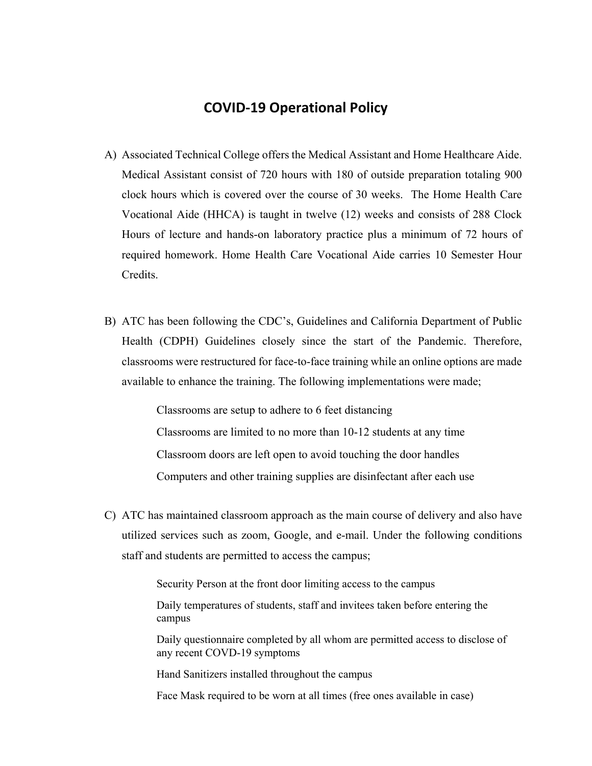# COVID-19 Operational Policy

A) Associated Technical College offers the Medical Assistant and Home Healthcare Aide. Medical Assistant consist of 720 hours with 180 of outside preparation totaling 900 clock hours which is covered over the course of 30 weeks. The Home Health Care Vocational Aide (HHCA) is taught in twelve (12) weeks and consists of 288 Clock Hours of lecture and hands-on laboratory practice plus a minimum of 72 hours of required homework. Home Health Care Vocational Aide carries 10 Semester Hour Credits.

B) ATC has been following the CDC's, Guidelines and California Department of Public Health (CDPH) Guidelines closely since the start of the Pandemic. Therefore, classrooms were restructured for face-to-face training while an online options are made available to enhance the training. The following implementations were made;

   Classrooms are setup to adhere to 6 feet distancing

   Classrooms are limited to no more than 10-12 students at any time

   Classroom doors are left open to avoid touching the door handles

   Computers and other training supplies are disinfectant after each use

C) ATC has maintained classroom approach as the main course of delivery and also have utilized services such as zoom, Google, and e-mail. Under the following conditions staff and students are permitted to access the campus;

   Security Person at the front door limiting access to the campus

   Daily temperatures of students, staff and invitees taken before entering the campus

   Daily questionnaire completed by all whom are permitted access to disclose of any recent COVD-19 symptoms

   Hand Sanitizers installed throughout the campus

   Face Mask required to be worn at all times (free ones available in case)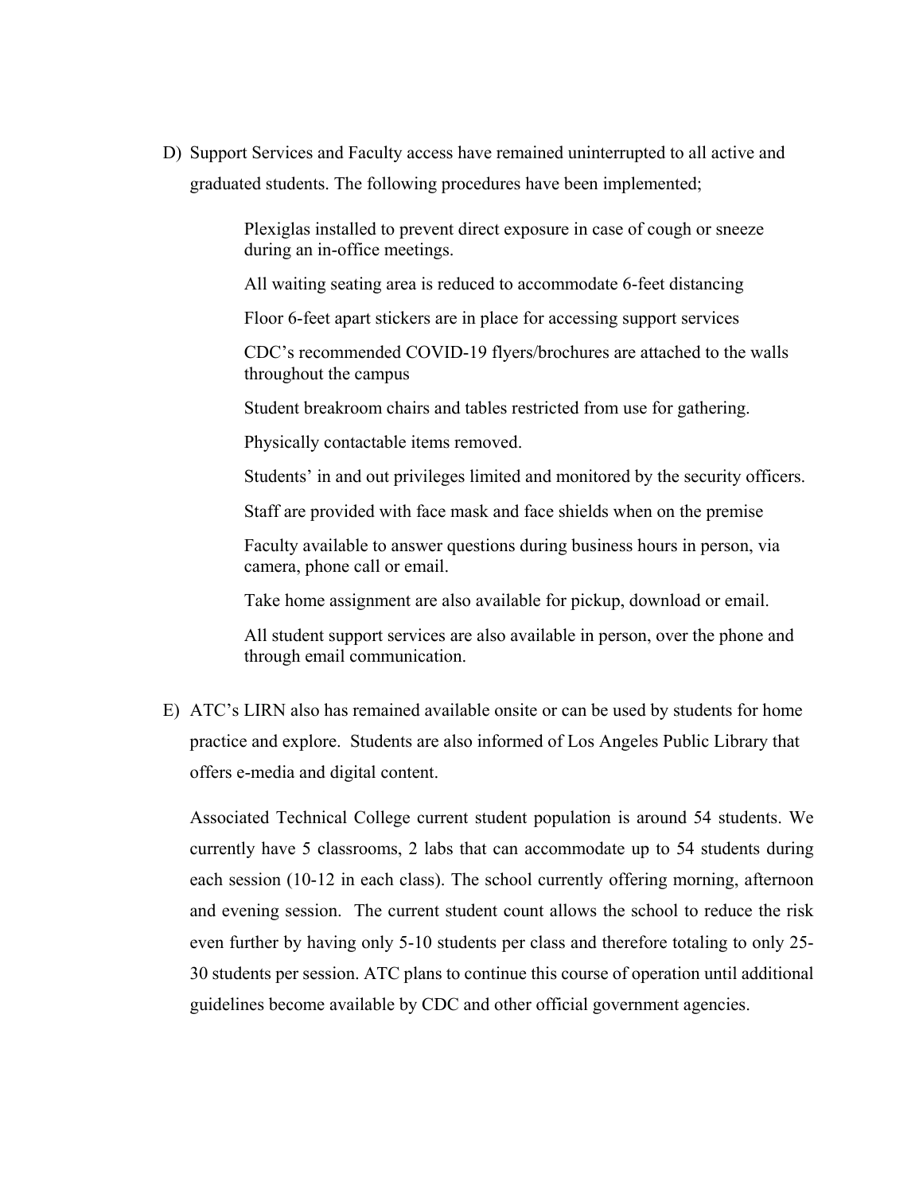D) Support Services and Faculty access have remained uninterrupted to all active and graduated students. The following procedures have been implemented;

   Plexiglas installed to prevent direct exposure in case of cough or sneeze during an in-office meetings.

   All waiting seating area is reduced to accommodate 6-feet distancing

   Floor 6-feet apart stickers are in place for accessing support services

   CDC's recommended COVID-19 flyers/brochures are attached to the walls throughout the campus

   Student breakroom chairs and tables restricted from use for gathering.

   Physically contactable items removed.

   Students' in and out privileges limited and monitored by the security officers.

   Staff are provided with face mask and face shields when on the premise

   Faculty available to answer questions during business hours in person, via camera, phone call or email.

   Take home assignment are also available for pickup, download or email.

   All student support services are also available in person, over the phone and through email communication.

E) ATC's LIRN also has remained available onsite or can be used by students for home practice and explore. Students are also informed of Los Angeles Public Library that offers e-media and digital content.

   Associated Technical College current student population is around 54 students. We currently have 5 classrooms, 2 labs that can accommodate up to 54 students during each session (10-12 in each class). The school currently offering morning, afternoon and evening session. The current student count allows the school to reduce the risk even further by having only 5-10 students per class and therefore totaling to only 25-30 students per session. ATC plans to continue this course of operation until additional guidelines become available by CDC and other official government agencies.